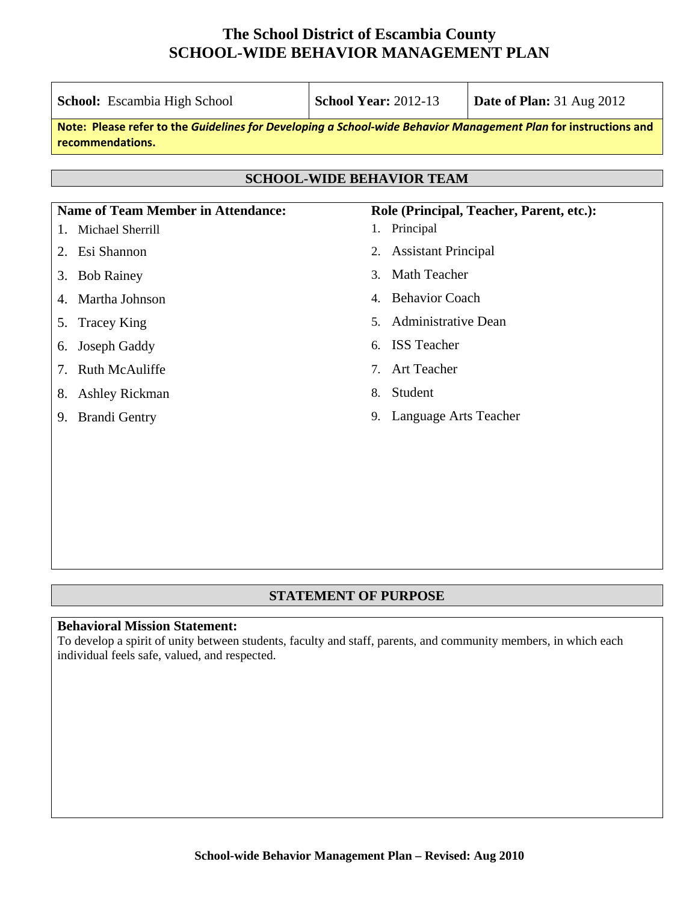# The School District of Escambia County
# SCHOOL-WIDE BEHAVIOR MANAGEMENT PLAN

| **School:** Escambia High School | **School Year:** 2012-13 | **Date of Plan:** 31 Aug 2012 |
|---|---|---|

**Note: Please refer to the *Guidelines for Developing a School-wide Behavior Management Plan* for instructions and recommendations.**

## SCHOOL-WIDE BEHAVIOR TEAM

| Name of Team Member in Attendance: | Role (Principal, Teacher, Parent, etc.): |
|---|---|
| 1. Michael Sherrill | 1. Principal |
| 2. Esi Shannon | 2. Assistant Principal |
| 3. Bob Rainey | 3. Math Teacher |
| 4. Martha Johnson | 4. Behavior Coach |
| 5. Tracey King | 5. Administrative Dean |
| 6. Joseph Gaddy | 6. ISS Teacher |
| 7. Ruth McAuliffe | 7. Art Teacher |
| 8. Ashley Rickman | 8. Student |
| 9. Brandi Gentry | 9. Language Arts Teacher |

## STATEMENT OF PURPOSE

**Behavioral Mission Statement:**
To develop a spirit of unity between students, faculty and staff, parents, and community members, in which each individual feels safe, valued, and respected.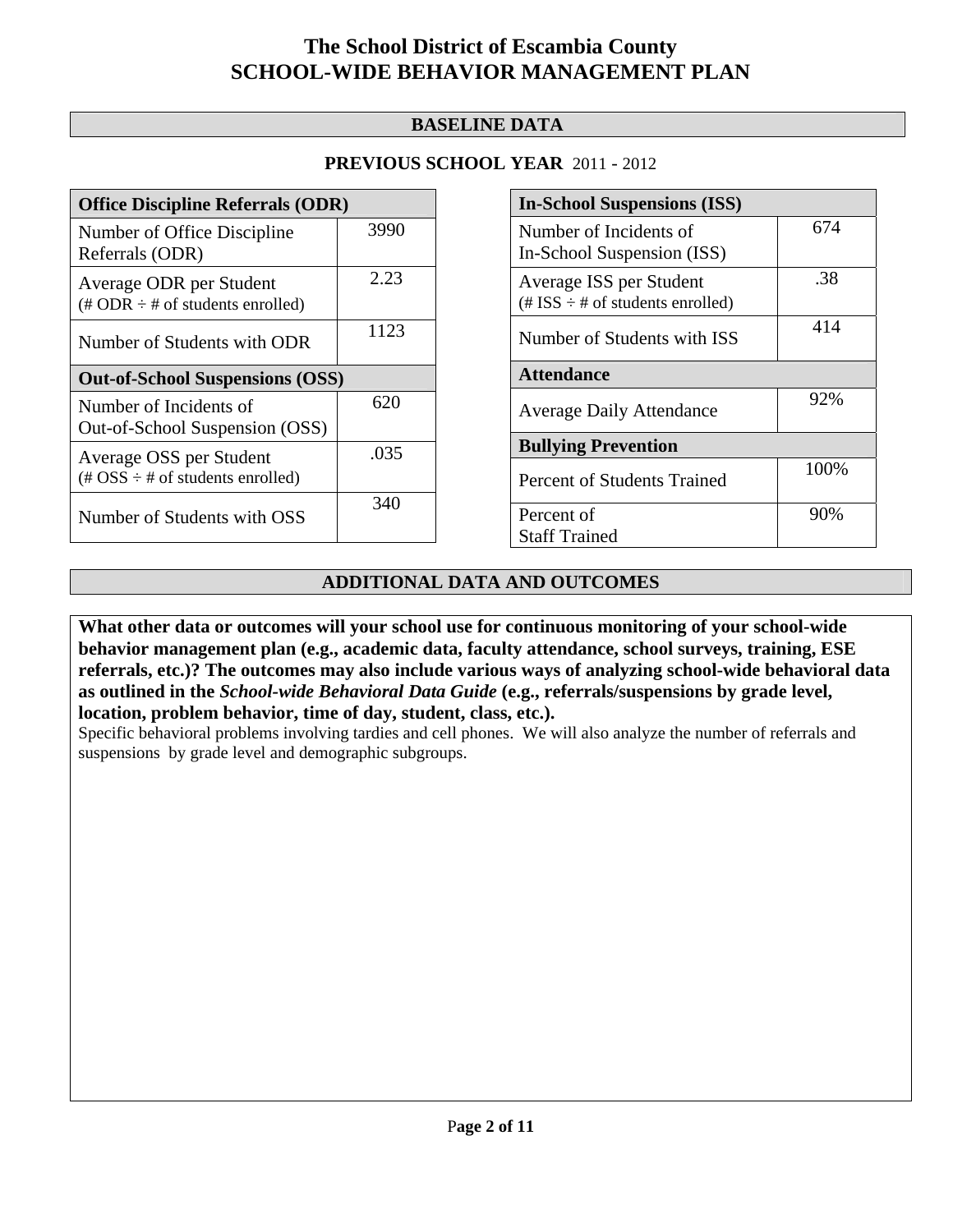# The School District of Escambia County
# SCHOOL-WIDE BEHAVIOR MANAGEMENT PLAN

## BASELINE DATA

### PREVIOUS SCHOOL YEAR 2011 - 2012

| Office Discipline Referrals (ODR) | |
|---|---|
| Number of Office Discipline Referrals (ODR) | 3990 |
| Average ODR per Student (# ODR ÷ # of students enrolled) | 2.23 |
| Number of Students with ODR | 1123 |
| **Out-of-School Suspensions (OSS)** | |
| Number of Incidents of Out-of-School Suspension (OSS) | 620 |
| Average OSS per Student (# OSS ÷ # of students enrolled) | .035 |
| Number of Students with OSS | 340 |

| In-School Suspensions (ISS) | |
|---|---|
| Number of Incidents of In-School Suspension (ISS) | 674 |
| Average ISS per Student (# ISS ÷ # of students enrolled) | .38 |
| Number of Students with ISS | 414 |
| **Attendance** | |
| Average Daily Attendance | 92% |
| **Bullying Prevention** | |
| Percent of Students Trained | 100% |
| Percent of Staff Trained | 90% |

## ADDITIONAL DATA AND OUTCOMES

**What other data or outcomes will your school use for continuous monitoring of your school-wide behavior management plan (e.g., academic data, faculty attendance, school surveys, training, ESE referrals, etc.)? The outcomes may also include various ways of analyzing school-wide behavioral data as outlined in the *School-wide Behavioral Data Guide* (e.g., referrals/suspensions by grade level, location, problem behavior, time of day, student, class, etc.).**

Specific behavioral problems involving tardies and cell phones. We will also analyze the number of referrals and suspensions by grade level and demographic subgroups.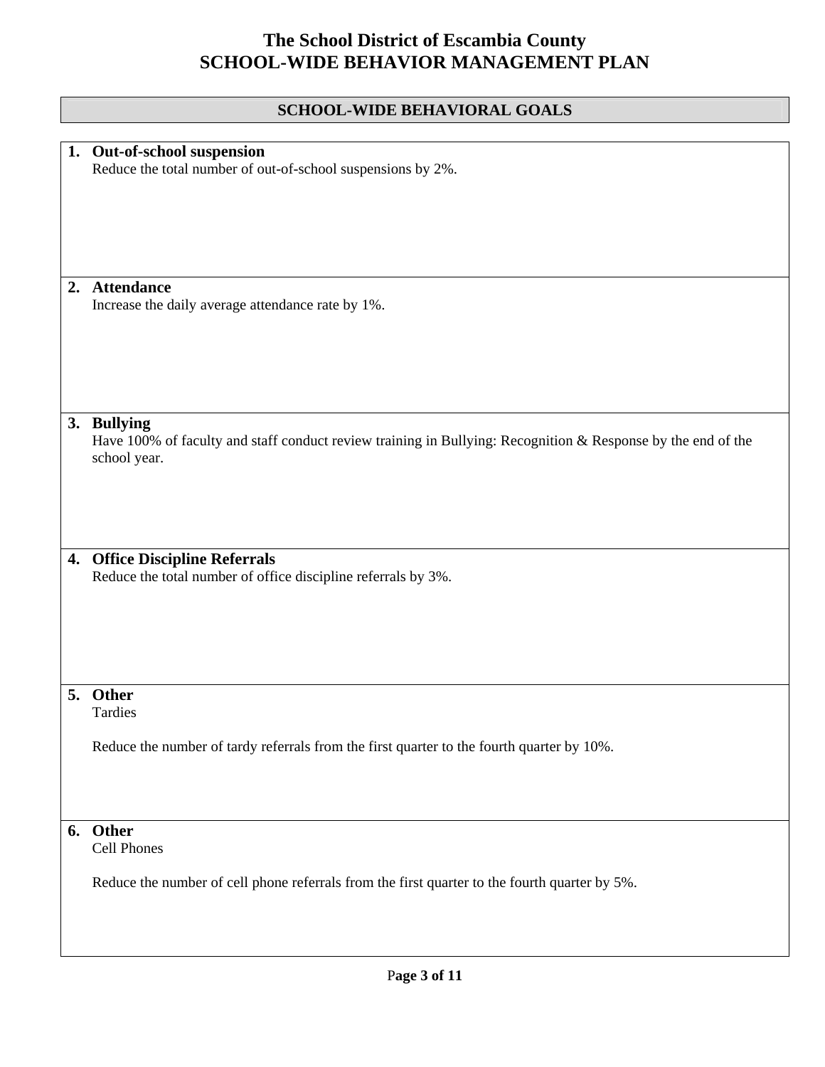# The School District of Escambia County
# SCHOOL-WIDE BEHAVIOR MANAGEMENT PLAN

## SCHOOL-WIDE BEHAVIORAL GOALS

1. **Out-of-school suspension**
   Reduce the total number of out-of-school suspensions by 2%.

2. **Attendance**
   Increase the daily average attendance rate by 1%.

3. **Bullying**
   Have 100% of faculty and staff conduct review training in Bullying: Recognition & Response by the end of the school year.

4. **Office Discipline Referrals**
   Reduce the total number of office discipline referrals by 3%.

5. **Other**
   Tardies

   Reduce the number of tardy referrals from the first quarter to the fourth quarter by 10%.

6. **Other**
   Cell Phones

   Reduce the number of cell phone referrals from the first quarter to the fourth quarter by 5%.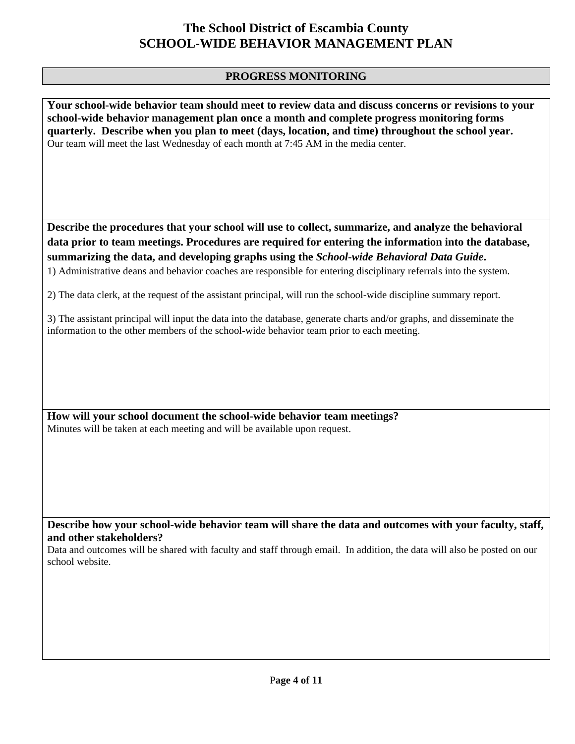# The School District of Escambia County
# SCHOOL-WIDE BEHAVIOR MANAGEMENT PLAN

## PROGRESS MONITORING

**Your school-wide behavior team should meet to review data and discuss concerns or revisions to your school-wide behavior management plan once a month and complete progress monitoring forms quarterly. Describe when you plan to meet (days, location, and time) throughout the school year.**

Our team will meet the last Wednesday of each month at 7:45 AM in the media center.

**Describe the procedures that your school will use to collect, summarize, and analyze the behavioral data prior to team meetings. Procedures are required for entering the information into the database, summarizing the data, and developing graphs using the *School-wide Behavioral Data Guide*.**

1) Administrative deans and behavior coaches are responsible for entering disciplinary referrals into the system.

2) The data clerk, at the request of the assistant principal, will run the school-wide discipline summary report.

3) The assistant principal will input the data into the database, generate charts and/or graphs, and disseminate the information to the other members of the school-wide behavior team prior to each meeting.

**How will your school document the school-wide behavior team meetings?**

Minutes will be taken at each meeting and will be available upon request.

**Describe how your school-wide behavior team will share the data and outcomes with your faculty, staff, and other stakeholders?**

Data and outcomes will be shared with faculty and staff through email. In addition, the data will also be posted on our school website.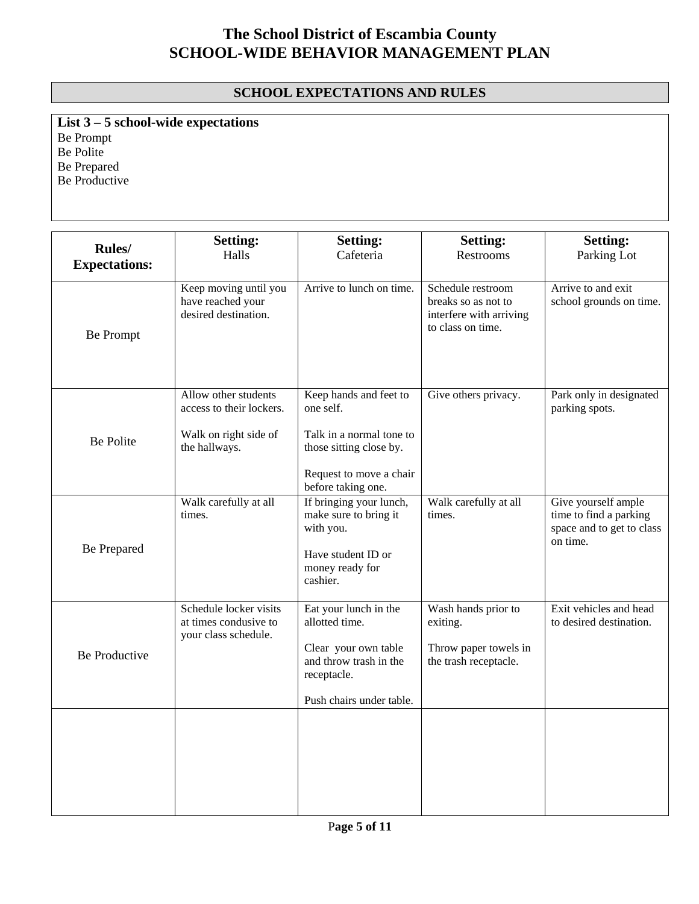# The School District of Escambia County
# SCHOOL-WIDE BEHAVIOR MANAGEMENT PLAN

## SCHOOL EXPECTATIONS AND RULES

**List 3 – 5 school-wide expectations**

Be Prompt
Be Polite
Be Prepared
Be Productive

| **Rules/ Expectations:** | **Setting:** Halls | **Setting:** Cafeteria | **Setting:** Restrooms | **Setting:** Parking Lot |
|---|---|---|---|---|
| Be Prompt | Keep moving until you have reached your desired destination. | Arrive to lunch on time. | Schedule restroom breaks so as not to interfere with arriving to class on time. | Arrive to and exit school grounds on time. |
| Be Polite | Allow other students access to their lockers.<br><br>Walk on right side of the hallways. | Keep hands and feet to one self.<br><br>Talk in a normal tone to those sitting close by.<br><br>Request to move a chair before taking one. | Give others privacy. | Park only in designated parking spots. |
| Be Prepared | Walk carefully at all times. | If bringing your lunch, make sure to bring it with you.<br><br>Have student ID or money ready for cashier. | Walk carefully at all times. | Give yourself ample time to find a parking space and to get to class on time. |
| Be Productive | Schedule locker visits at times condusive to your class schedule. | Eat your lunch in the allotted time.<br><br>Clear your own table and throw trash in the receptacle.<br><br>Push chairs under table. | Wash hands prior to exiting.<br><br>Throw paper towels in the trash receptacle. | Exit vehicles and head to desired destination. |
| | | | | |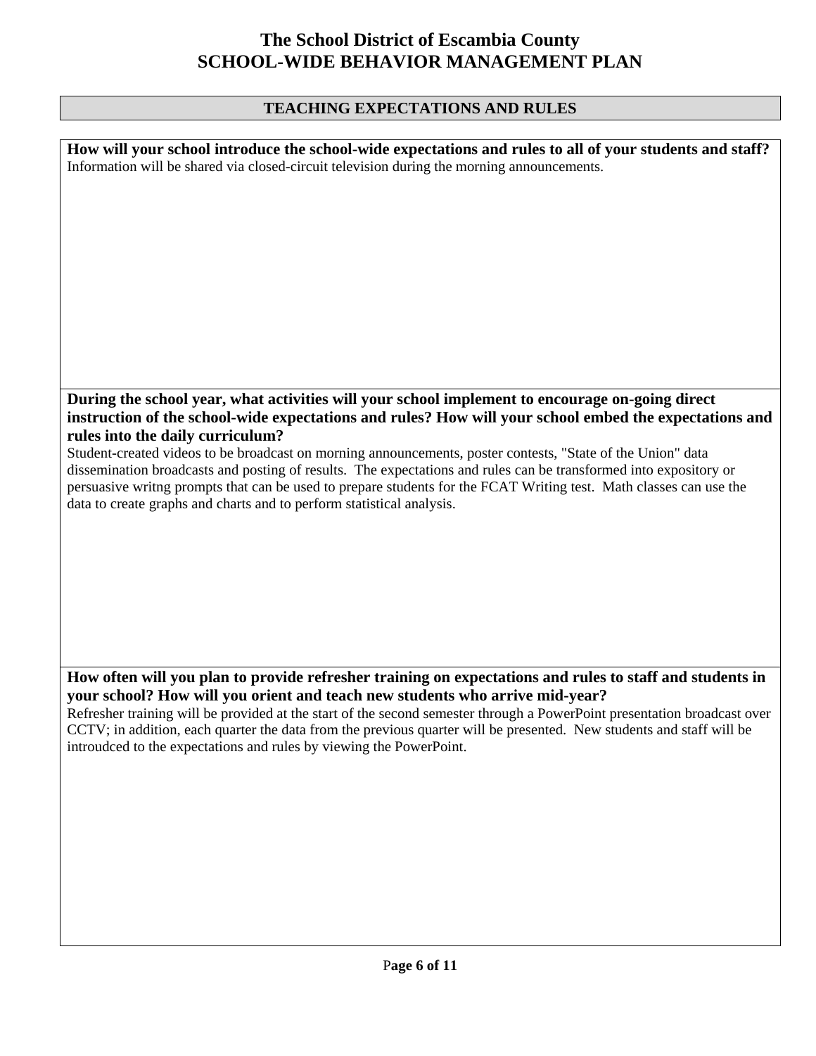# The School District of Escambia County
# SCHOOL-WIDE BEHAVIOR MANAGEMENT PLAN

## TEACHING EXPECTATIONS AND RULES

**How will your school introduce the school-wide expectations and rules to all of your students and staff?**

Information will be shared via closed-circuit television during the morning announcements.

**During the school year, what activities will your school implement to encourage on-going direct instruction of the school-wide expectations and rules? How will your school embed the expectations and rules into the daily curriculum?**

Student-created videos to be broadcast on morning announcements, poster contests, "State of the Union" data dissemination broadcasts and posting of results. The expectations and rules can be transformed into expository or persuasive writng prompts that can be used to prepare students for the FCAT Writing test. Math classes can use the data to create graphs and charts and to perform statistical analysis.

**How often will you plan to provide refresher training on expectations and rules to staff and students in your school? How will you orient and teach new students who arrive mid-year?**

Refresher training will be provided at the start of the second semester through a PowerPoint presentation broadcast over CCTV; in addition, each quarter the data from the previous quarter will be presented. New students and staff will be introudced to the expectations and rules by viewing the PowerPoint.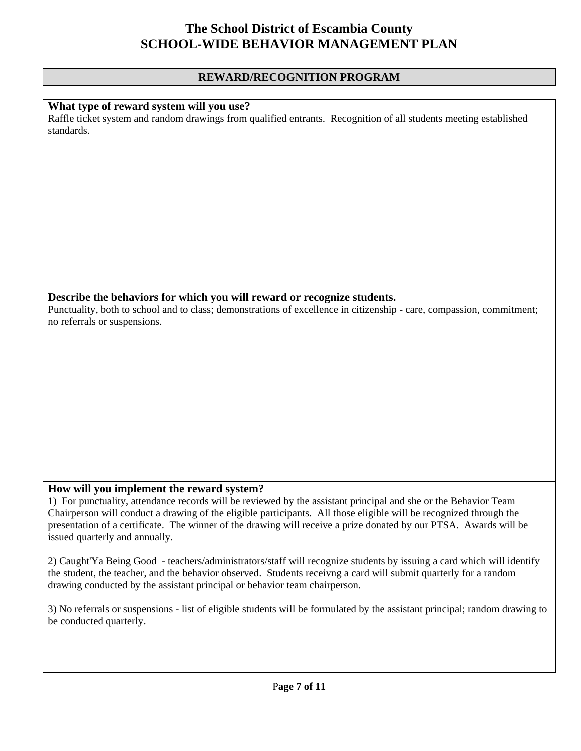# The School District of Escambia County
# SCHOOL-WIDE BEHAVIOR MANAGEMENT PLAN

## REWARD/RECOGNITION PROGRAM

**What type of reward system will you use?**

Raffle ticket system and random drawings from qualified entrants. Recognition of all students meeting established standards.

**Describe the behaviors for which you will reward or recognize students.**

Punctuality, both to school and to class; demonstrations of excellence in citizenship - care, compassion, commitment; no referrals or suspensions.

**How will you implement the reward system?**

1) For punctuality, attendance records will be reviewed by the assistant principal and she or the Behavior Team Chairperson will conduct a drawing of the eligible participants. All those eligible will be recognized through the presentation of a certificate. The winner of the drawing will receive a prize donated by our PTSA. Awards will be issued quarterly and annually.

2) Caught'Ya Being Good - teachers/administrators/staff will recognize students by issuing a card which will identify the student, the teacher, and the behavior observed. Students receivng a card will submit quarterly for a random drawing conducted by the assistant principal or behavior team chairperson.

3) No referrals or suspensions - list of eligible students will be formulated by the assistant principal; random drawing to be conducted quarterly.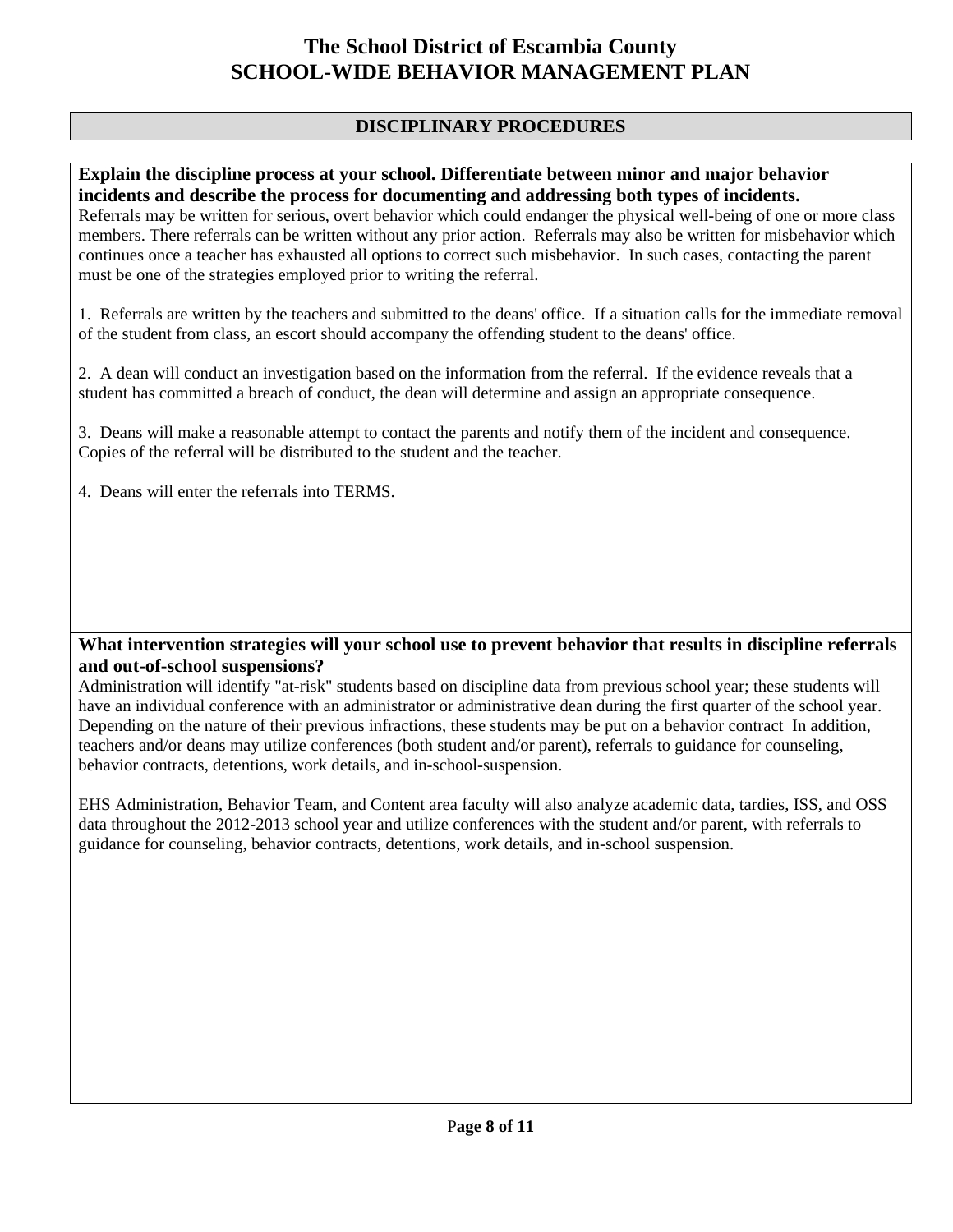# The School District of Escambia County
# SCHOOL-WIDE BEHAVIOR MANAGEMENT PLAN

## DISCIPLINARY PROCEDURES

**Explain the discipline process at your school. Differentiate between minor and major behavior incidents and describe the process for documenting and addressing both types of incidents.**

Referrals may be written for serious, overt behavior which could endanger the physical well-being of one or more class members. There referrals can be written without any prior action. Referrals may also be written for misbehavior which continues once a teacher has exhausted all options to correct such misbehavior. In such cases, contacting the parent must be one of the strategies employed prior to writing the referral.

1. Referrals are written by the teachers and submitted to the deans' office. If a situation calls for the immediate removal of the student from class, an escort should accompany the offending student to the deans' office.

2. A dean will conduct an investigation based on the information from the referral. If the evidence reveals that a student has committed a breach of conduct, the dean will determine and assign an appropriate consequence.

3. Deans will make a reasonable attempt to contact the parents and notify them of the incident and consequence. Copies of the referral will be distributed to the student and the teacher.

4. Deans will enter the referrals into TERMS.

**What intervention strategies will your school use to prevent behavior that results in discipline referrals and out-of-school suspensions?**

Administration will identify "at-risk" students based on discipline data from previous school year; these students will have an individual conference with an administrator or administrative dean during the first quarter of the school year. Depending on the nature of their previous infractions, these students may be put on a behavior contract In addition, teachers and/or deans may utilize conferences (both student and/or parent), referrals to guidance for counseling, behavior contracts, detentions, work details, and in-school-suspension.

EHS Administration, Behavior Team, and Content area faculty will also analyze academic data, tardies, ISS, and OSS data throughout the 2012-2013 school year and utilize conferences with the student and/or parent, with referrals to guidance for counseling, behavior contracts, detentions, work details, and in-school suspension.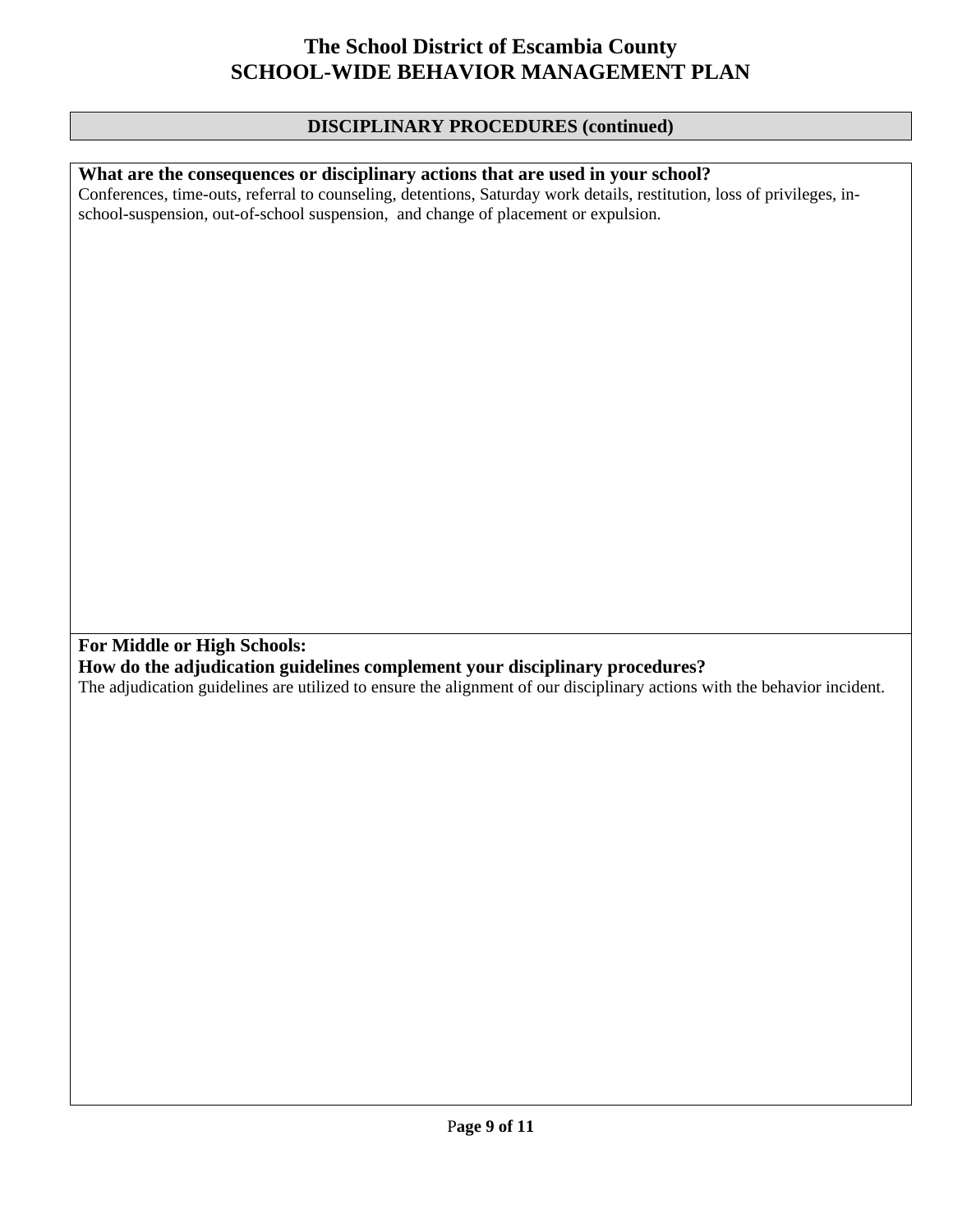# The School District of Escambia County
# SCHOOL-WIDE BEHAVIOR MANAGEMENT PLAN

## DISCIPLINARY PROCEDURES (continued)

**What are the consequences or disciplinary actions that are used in your school?**

Conferences, time-outs, referral to counseling, detentions, Saturday work details, restitution, loss of privileges, in-school-suspension, out-of-school suspension, and change of placement or expulsion.

**For Middle or High Schools:**
**How do the adjudication guidelines complement your disciplinary procedures?**

The adjudication guidelines are utilized to ensure the alignment of our disciplinary actions with the behavior incident.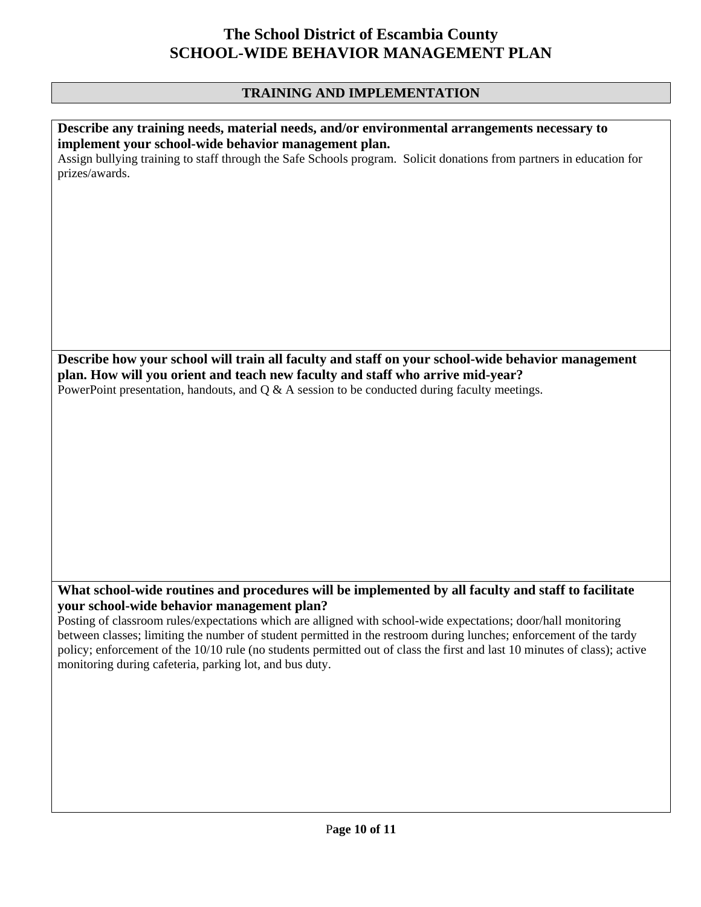# The School District of Escambia County
# SCHOOL-WIDE BEHAVIOR MANAGEMENT PLAN

## TRAINING AND IMPLEMENTATION

**Describe any training needs, material needs, and/or environmental arrangements necessary to implement your school-wide behavior management plan.**

Assign bullying training to staff through the Safe Schools program. Solicit donations from partners in education for prizes/awards.

**Describe how your school will train all faculty and staff on your school-wide behavior management plan. How will you orient and teach new faculty and staff who arrive mid-year?**

PowerPoint presentation, handouts, and Q & A session to be conducted during faculty meetings.

**What school-wide routines and procedures will be implemented by all faculty and staff to facilitate your school-wide behavior management plan?**

Posting of classroom rules/expectations which are alligned with school-wide expectations; door/hall monitoring between classes; limiting the number of student permitted in the restroom during lunches; enforcement of the tardy policy; enforcement of the 10/10 rule (no students permitted out of class the first and last 10 minutes of class); active monitoring during cafeteria, parking lot, and bus duty.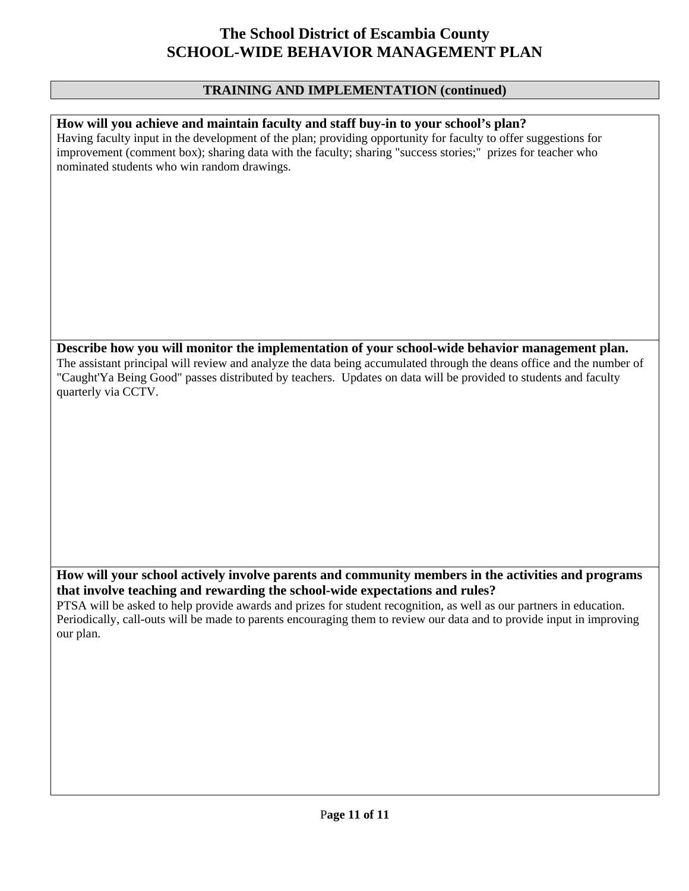# The School District of Escambia County
# SCHOOL-WIDE BEHAVIOR MANAGEMENT PLAN

## TRAINING AND IMPLEMENTATION (continued)

**How will you achieve and maintain faculty and staff buy-in to your school's plan?**

Having faculty input in the development of the plan; providing opportunity for faculty to offer suggestions for improvement (comment box); sharing data with the faculty; sharing "success stories;" prizes for teacher who nominated students who win random drawings.

**Describe how you will monitor the implementation of your school-wide behavior management plan.**

The assistant principal will review and analyze the data being accumulated through the deans office and the number of "Caught'Ya Being Good" passes distributed by teachers. Updates on data will be provided to students and faculty quarterly via CCTV.

**How will your school actively involve parents and community members in the activities and programs that involve teaching and rewarding the school-wide expectations and rules?**

PTSA will be asked to help provide awards and prizes for student recognition, as well as our partners in education. Periodically, call-outs will be made to parents encouraging them to review our data and to provide input in improving our plan.